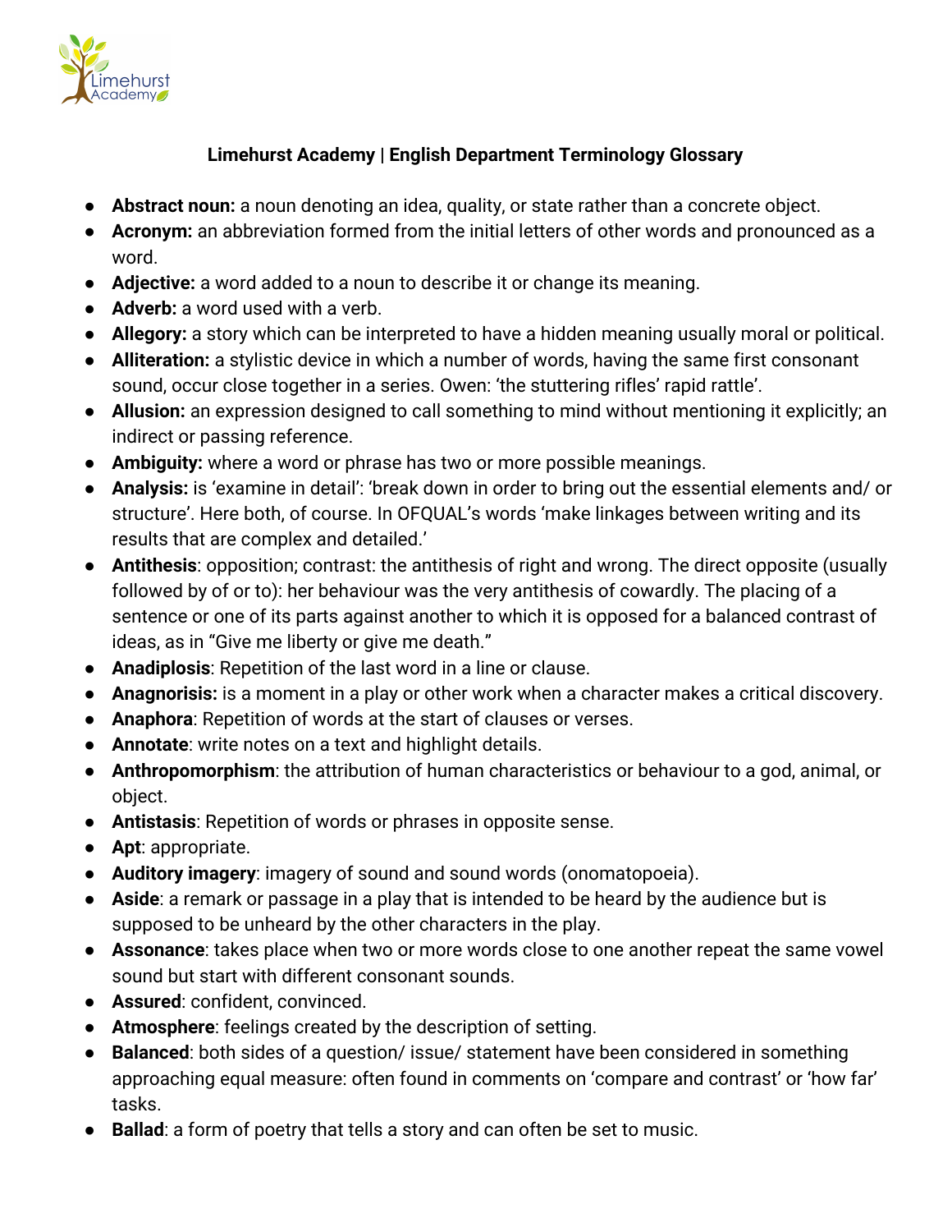**Limehurst Academy | English Department Terminology Glossary**

- **Abstract noun:** a noun denoting an idea, quality, or state rather than a concrete object.
- **Acronym:** an abbreviation formed from the initial letters of other words and pronounced as a word.
- **Adjective:** a word added to a noun to describe it or change its meaning.
- **Adverb:** a word used with a verb.
- **Allegory:** a story which can be interpreted to have a hidden meaning usually moral or political.
- **Alliteration:** a stylistic device in which a number of words, having the same first consonant sound, occur close together in a series. Owen: 'the stuttering rifles' rapid rattle'.
- **Allusion:** an expression designed to call something to mind without mentioning it explicitly; an indirect or passing reference.
- **Ambiguity:** where a word or phrase has two or more possible meanings.
- **Analysis:** is 'examine in detail': 'break down in order to bring out the essential elements and/ or structure'. Here both, of course. In OFQUAL's words 'make linkages between writing and its results that are complex and detailed.'
- **Antithesis**: opposition; contrast: the antithesis of right and wrong. The direct opposite (usually followed by of or to): her behaviour was the very antithesis of cowardly. The placing of a sentence or one of its parts against another to which it is opposed for a balanced contrast of ideas, as in "Give me liberty or give me death."
- **Anadiplosis**: Repetition of the last word in a line or clause.
- **Anagnorisis:** is a moment in a play or other work when a character makes a critical discovery.
- **Anaphora**: Repetition of words at the start of clauses or verses.
- **Annotate**: write notes on a text and highlight details.
- **Anthropomorphism**: the attribution of human characteristics or behaviour to a god, animal, or object.
- **Antistasis**: Repetition of words or phrases in opposite sense.
- **Apt**: appropriate.
- **Auditory imagery**: imagery of sound and sound words (onomatopoeia).
- **Aside**: a remark or passage in a play that is intended to be heard by the audience but is supposed to be unheard by the other characters in the play.
- **Assonance**: takes place when two or more words close to one another repeat the same vowel sound but start with different consonant sounds.
- **Assured**: confident, convinced.
- **Atmosphere**: feelings created by the description of setting.
- **Balanced**: both sides of a question/ issue/ statement have been considered in something approaching equal measure: often found in comments on 'compare and contrast' or 'how far' tasks.
- **Ballad**: a form of poetry that tells a story and can often be set to music.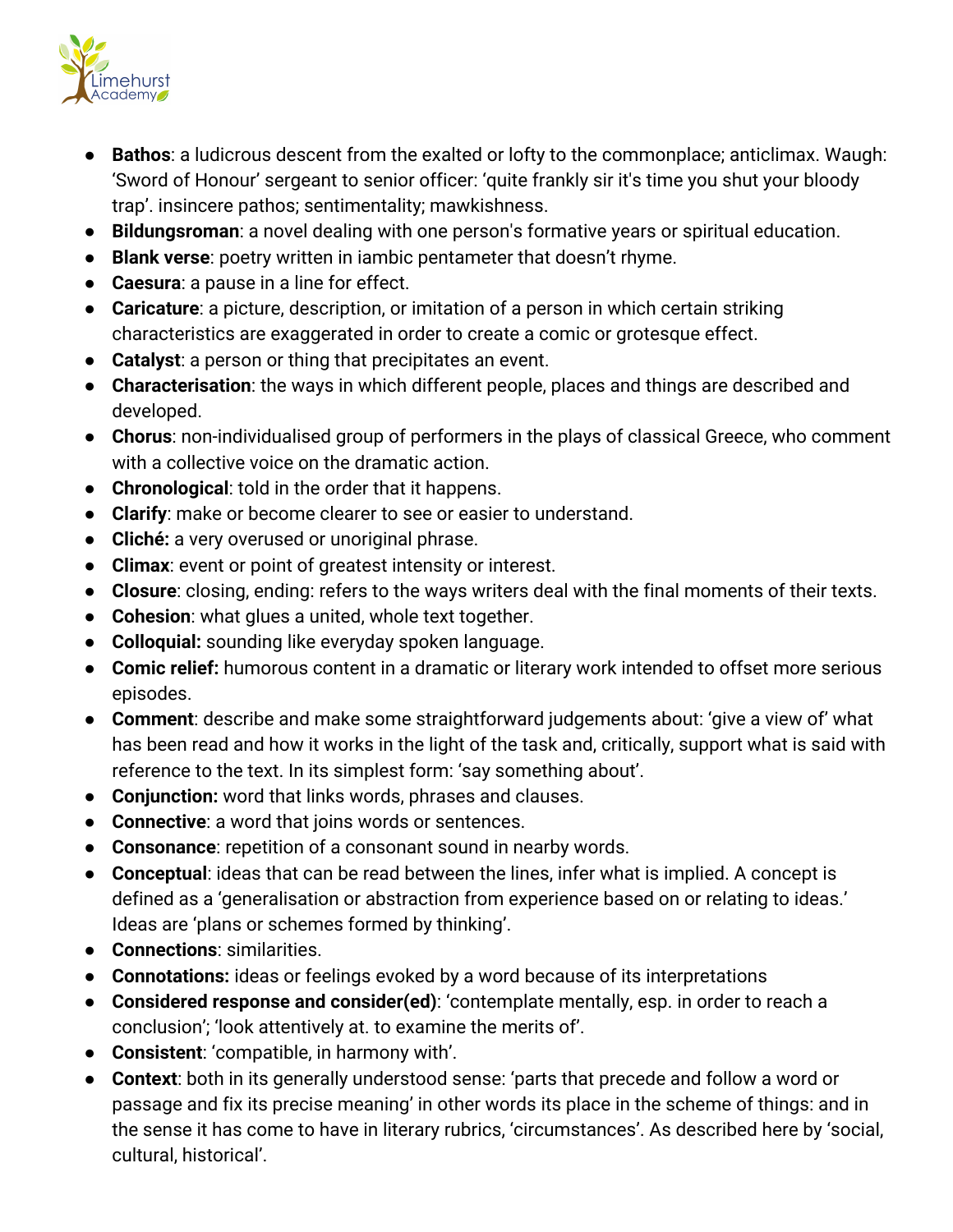- **Bathos**: a ludicrous descent from the exalted or lofty to the commonplace; anticlimax. Waugh: 'Sword of Honour' sergeant to senior officer: 'quite frankly sir it's time you shut your bloody trap'. insincere pathos; sentimentality; mawkishness.
- **Bildungsroman**: a novel dealing with one person's formative years or spiritual education.
- **Blank verse**: poetry written in iambic pentameter that doesn't rhyme.
- **Caesura**: a pause in a line for effect.
- **Caricature**: a picture, description, or imitation of a person in which certain striking characteristics are exaggerated in order to create a comic or grotesque effect.
- **Catalyst**: a person or thing that precipitates an event.
- **Characterisation**: the ways in which different people, places and things are described and developed.
- **Chorus**: non-individualised group of performers in the plays of classical Greece, who comment with a collective voice on the dramatic action.
- **Chronological**: told in the order that it happens.
- **Clarify**: make or become clearer to see or easier to understand.
- **Cliché:** a very overused or unoriginal phrase.
- **Climax**: event or point of greatest intensity or interest.
- **Closure**: closing, ending: refers to the ways writers deal with the final moments of their texts.
- **Cohesion**: what glues a united, whole text together.
- **Colloquial:** sounding like everyday spoken language.
- **Comic relief:** humorous content in a dramatic or literary work intended to offset more serious episodes.
- **Comment**: describe and make some straightforward judgements about: 'give a view of' what has been read and how it works in the light of the task and, critically, support what is said with reference to the text. In its simplest form: 'say something about'.
- **Conjunction:** word that links words, phrases and clauses.
- **Connective**: a word that joins words or sentences.
- **Consonance**: repetition of a consonant sound in nearby words.
- **Conceptual**: ideas that can be read between the lines, infer what is implied. A concept is defined as a 'generalisation or abstraction from experience based on or relating to ideas.' Ideas are 'plans or schemes formed by thinking'.
- **Connections**: similarities.
- **Connotations:** ideas or feelings evoked by a word because of its interpretations
- **Considered response and consider(ed)**: 'contemplate mentally, esp. in order to reach a conclusion'; 'look attentively at. to examine the merits of'.
- **Consistent**: 'compatible, in harmony with'.
- **Context**: both in its generally understood sense: 'parts that precede and follow a word or passage and fix its precise meaning' in other words its place in the scheme of things: and in the sense it has come to have in literary rubrics, 'circumstances'. As described here by 'social, cultural, historical'.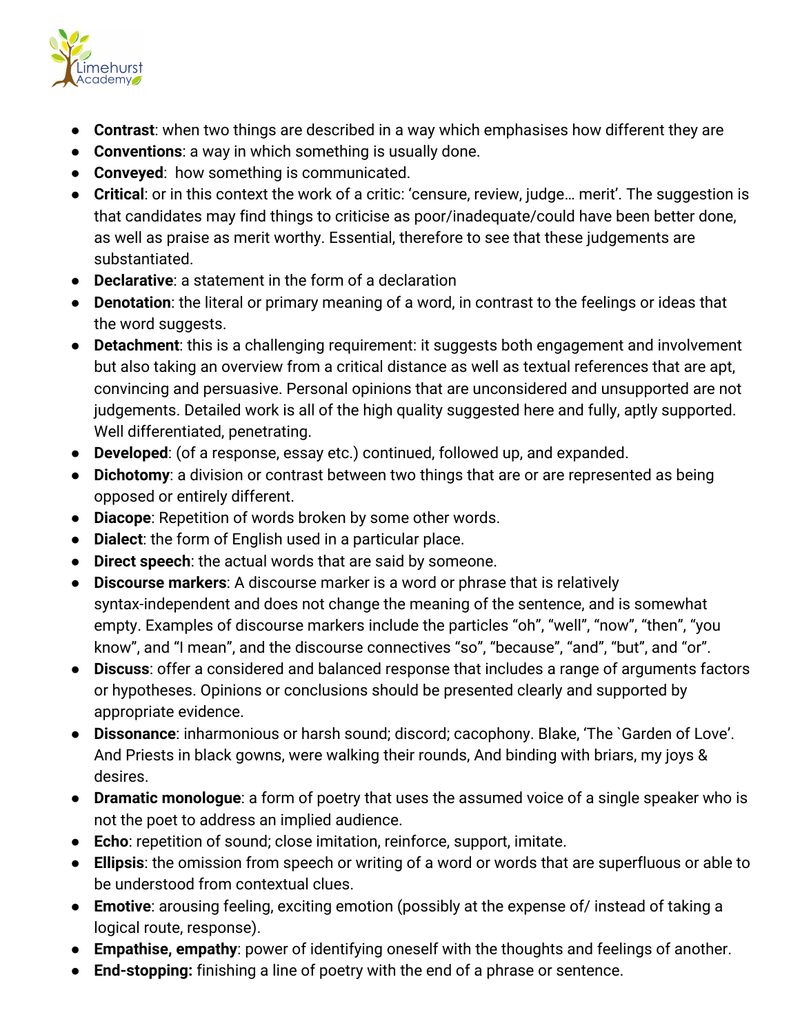- **Contrast**: when two things are described in a way which emphasises how different they are
- **Conventions**: a way in which something is usually done.
- **Conveyed**:  how something is communicated.
- **Critical**: or in this context the work of a critic: ‘censure, review, judge… merit’. The suggestion is that candidates may find things to criticise as poor/inadequate/could have been better done, as well as praise as merit worthy. Essential, therefore to see that these judgements are substantiated.
- **Declarative**: a statement in the form of a declaration
- **Denotation**: the literal or primary meaning of a word, in contrast to the feelings or ideas that the word suggests.
- **Detachment**: this is a challenging requirement: it suggests both engagement and involvement but also taking an overview from a critical distance as well as textual references that are apt, convincing and persuasive. Personal opinions that are unconsidered and unsupported are not judgements. Detailed work is all of the high quality suggested here and fully, aptly supported. Well differentiated, penetrating.
- **Developed**: (of a response, essay etc.) continued, followed up, and expanded.
- **Dichotomy**: a division or contrast between two things that are or are represented as being opposed or entirely different.
- **Diacope**: Repetition of words broken by some other words.
- **Dialect**: the form of English used in a particular place.
- **Direct speech**: the actual words that are said by someone.
- **Discourse markers**: A discourse marker is a word or phrase that is relatively syntax-independent and does not change the meaning of the sentence, and is somewhat empty. Examples of discourse markers include the particles “oh”, “well”, “now”, “then”, “you know”, and “I mean”, and the discourse connectives “so”, “because”, “and”, “but”, and “or”.
- **Discuss**: offer a considered and balanced response that includes a range of arguments factors or hypotheses. Opinions or conclusions should be presented clearly and supported by appropriate evidence.
- **Dissonance**: inharmonious or harsh sound; discord; cacophony. Blake, ‘The `Garden of Love’. And Priests in black gowns, were walking their rounds, And binding with briars, my joys & desires.
- **Dramatic monologue**: a form of poetry that uses the assumed voice of a single speaker who is not the poet to address an implied audience.
- **Echo**: repetition of sound; close imitation, reinforce, support, imitate.
- **Ellipsis**: the omission from speech or writing of a word or words that are superfluous or able to be understood from contextual clues.
- **Emotive**: arousing feeling, exciting emotion (possibly at the expense of/ instead of taking a logical route, response).
- **Empathise, empathy**: power of identifying oneself with the thoughts and feelings of another.
- **End-stopping:** finishing a line of poetry with the end of a phrase or sentence.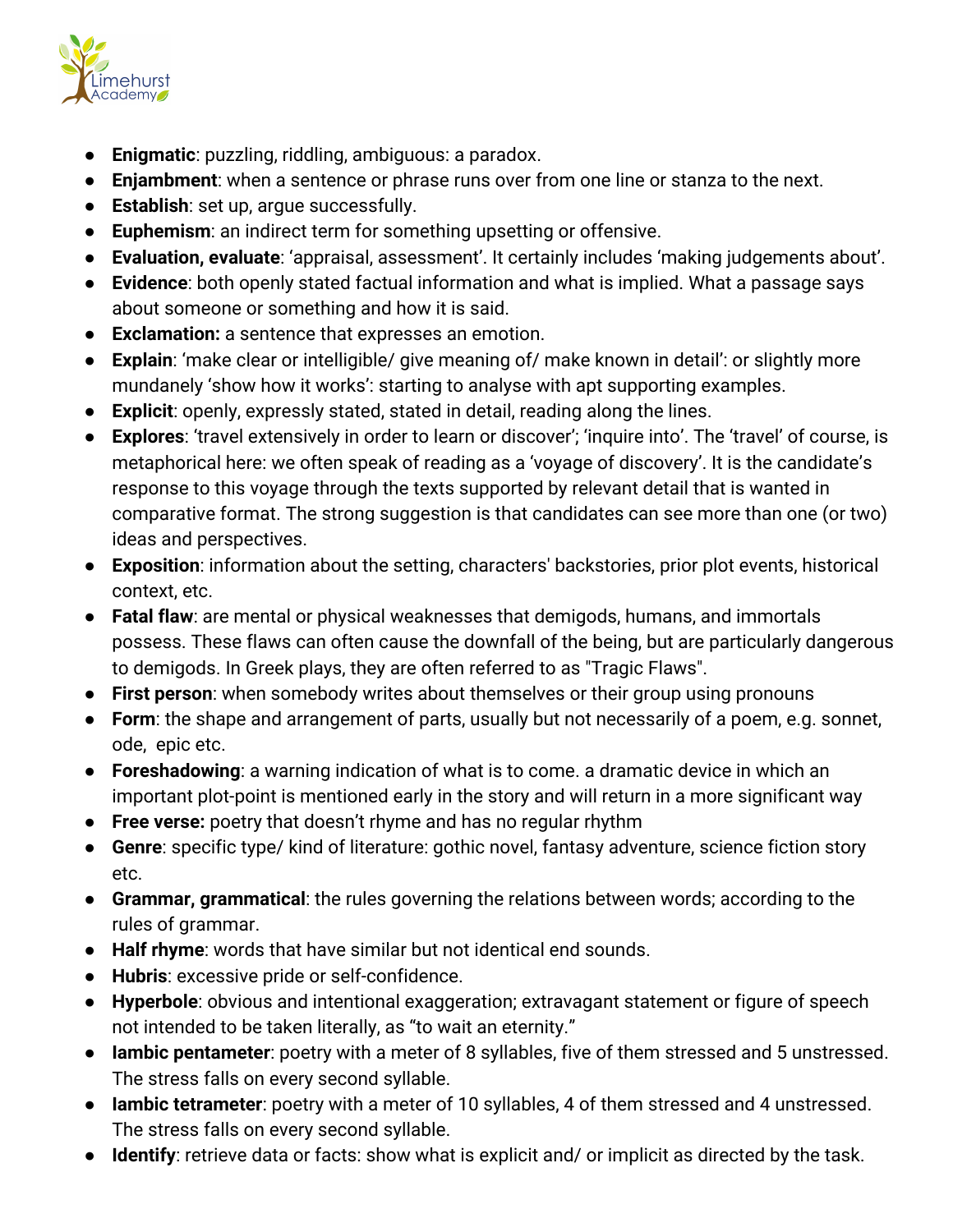- **Enigmatic**: puzzling, riddling, ambiguous: a paradox.
- **Enjambment**: when a sentence or phrase runs over from one line or stanza to the next.
- **Establish**: set up, argue successfully.
- **Euphemism**: an indirect term for something upsetting or offensive.
- **Evaluation, evaluate**: 'appraisal, assessment'. It certainly includes 'making judgements about'.
- **Evidence**: both openly stated factual information and what is implied. What a passage says about someone or something and how it is said.
- **Exclamation:** a sentence that expresses an emotion.
- **Explain**: 'make clear or intelligible/ give meaning of/ make known in detail': or slightly more mundanely 'show how it works': starting to analyse with apt supporting examples.
- **Explicit**: openly, expressly stated, stated in detail, reading along the lines.
- **Explores**: 'travel extensively in order to learn or discover'; 'inquire into'. The 'travel' of course, is metaphorical here: we often speak of reading as a 'voyage of discovery'. It is the candidate's response to this voyage through the texts supported by relevant detail that is wanted in comparative format. The strong suggestion is that candidates can see more than one (or two) ideas and perspectives.
- **Exposition**: information about the setting, characters' backstories, prior plot events, historical context, etc.
- **Fatal flaw**: are mental or physical weaknesses that demigods, humans, and immortals possess. These flaws can often cause the downfall of the being, but are particularly dangerous to demigods. In Greek plays, they are often referred to as "Tragic Flaws".
- **First person**: when somebody writes about themselves or their group using pronouns
- **Form**: the shape and arrangement of parts, usually but not necessarily of a poem, e.g. sonnet, ode, epic etc.
- **Foreshadowing**: a warning indication of what is to come. a dramatic device in which an important plot-point is mentioned early in the story and will return in a more significant way
- **Free verse:** poetry that doesn't rhyme and has no regular rhythm
- **Genre**: specific type/ kind of literature: gothic novel, fantasy adventure, science fiction story etc.
- **Grammar, grammatical**: the rules governing the relations between words; according to the rules of grammar.
- **Half rhyme**: words that have similar but not identical end sounds.
- **Hubris**: excessive pride or self-confidence.
- **Hyperbole**: obvious and intentional exaggeration; extravagant statement or figure of speech not intended to be taken literally, as "to wait an eternity."
- **Iambic pentameter**: poetry with a meter of 8 syllables, five of them stressed and 5 unstressed. The stress falls on every second syllable.
- **Iambic tetrameter**: poetry with a meter of 10 syllables, 4 of them stressed and 4 unstressed. The stress falls on every second syllable.
- **Identify**: retrieve data or facts: show what is explicit and/ or implicit as directed by the task.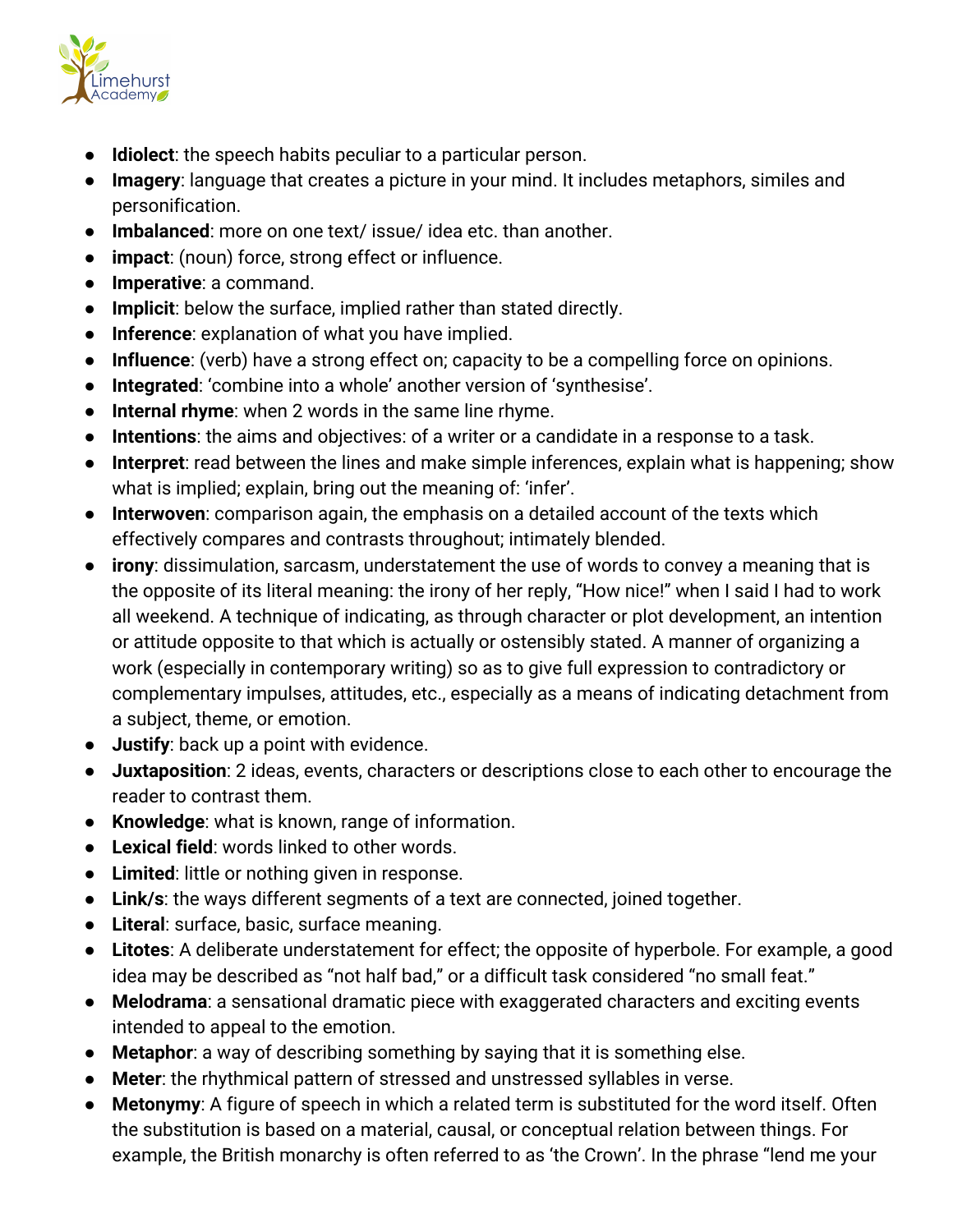- **Idiolect**: the speech habits peculiar to a particular person.
- **Imagery**: language that creates a picture in your mind. It includes metaphors, similes and personification.
- **Imbalanced**: more on one text/ issue/ idea etc. than another.
- **impact**: (noun) force, strong effect or influence.
- **Imperative**: a command.
- **Implicit**: below the surface, implied rather than stated directly.
- **Inference**: explanation of what you have implied.
- **Influence**: (verb) have a strong effect on; capacity to be a compelling force on opinions.
- **Integrated**: 'combine into a whole' another version of 'synthesise'.
- **Internal rhyme**: when 2 words in the same line rhyme.
- **Intentions**: the aims and objectives: of a writer or a candidate in a response to a task.
- **Interpret**: read between the lines and make simple inferences, explain what is happening; show what is implied; explain, bring out the meaning of: 'infer'.
- **Interwoven**: comparison again, the emphasis on a detailed account of the texts which effectively compares and contrasts throughout; intimately blended.
- **irony**: dissimulation, sarcasm, understatement the use of words to convey a meaning that is the opposite of its literal meaning: the irony of her reply, "How nice!" when I said I had to work all weekend. A technique of indicating, as through character or plot development, an intention or attitude opposite to that which is actually or ostensibly stated. A manner of organizing a work (especially in contemporary writing) so as to give full expression to contradictory or complementary impulses, attitudes, etc., especially as a means of indicating detachment from a subject, theme, or emotion.
- **Justify**: back up a point with evidence.
- **Juxtaposition**: 2 ideas, events, characters or descriptions close to each other to encourage the reader to contrast them.
- **Knowledge**: what is known, range of information.
- **Lexical field**: words linked to other words.
- **Limited**: little or nothing given in response.
- **Link/s**: the ways different segments of a text are connected, joined together.
- **Literal**: surface, basic, surface meaning.
- **Litotes**: A deliberate understatement for effect; the opposite of hyperbole. For example, a good idea may be described as "not half bad," or a difficult task considered "no small feat."
- **Melodrama**: a sensational dramatic piece with exaggerated characters and exciting events intended to appeal to the emotion.
- **Metaphor**: a way of describing something by saying that it is something else.
- **Meter**: the rhythmical pattern of stressed and unstressed syllables in verse.
- **Metonymy**: A figure of speech in which a related term is substituted for the word itself. Often the substitution is based on a material, causal, or conceptual relation between things. For example, the British monarchy is often referred to as 'the Crown'. In the phrase "lend me your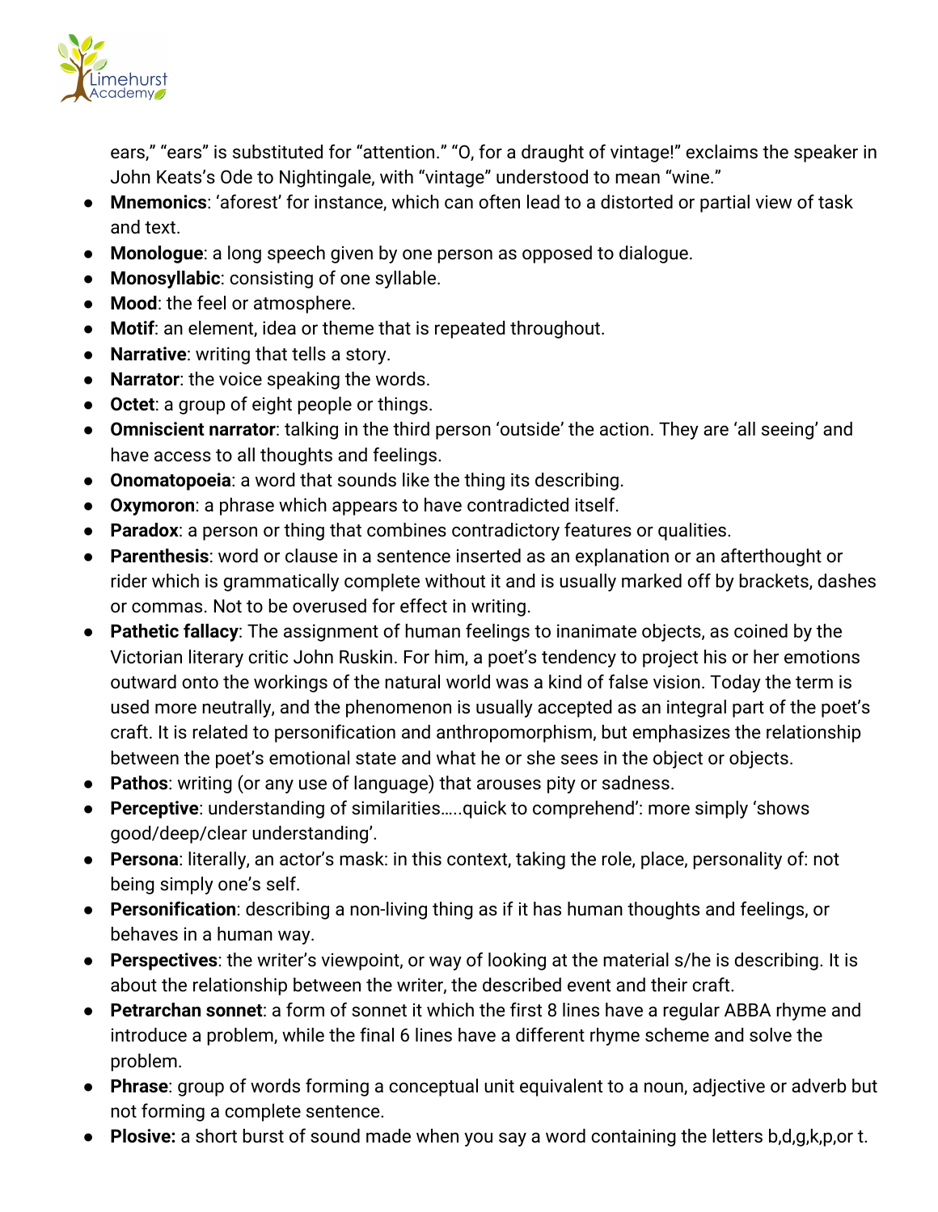ears," "ears" is substituted for "attention." "O, for a draught of vintage!" exclaims the speaker in John Keats's Ode to Nightingale, with "vintage" understood to mean "wine."

- **Mnemonics**: 'aforest' for instance, which can often lead to a distorted or partial view of task and text.
- **Monologue**: a long speech given by one person as opposed to dialogue.
- **Monosyllabic**: consisting of one syllable.
- **Mood**: the feel or atmosphere.
- **Motif**: an element, idea or theme that is repeated throughout.
- **Narrative**: writing that tells a story.
- **Narrator**: the voice speaking the words.
- **Octet**: a group of eight people or things.
- **Omniscient narrator**: talking in the third person 'outside' the action. They are 'all seeing' and have access to all thoughts and feelings.
- **Onomatopoeia**: a word that sounds like the thing its describing.
- **Oxymoron**: a phrase which appears to have contradicted itself.
- **Paradox**: a person or thing that combines contradictory features or qualities.
- **Parenthesis**: word or clause in a sentence inserted as an explanation or an afterthought or rider which is grammatically complete without it and is usually marked off by brackets, dashes or commas. Not to be overused for effect in writing.
- **Pathetic fallacy**: The assignment of human feelings to inanimate objects, as coined by the Victorian literary critic John Ruskin. For him, a poet's tendency to project his or her emotions outward onto the workings of the natural world was a kind of false vision. Today the term is used more neutrally, and the phenomenon is usually accepted as an integral part of the poet's craft. It is related to personification and anthropomorphism, but emphasizes the relationship between the poet's emotional state and what he or she sees in the object or objects.
- **Pathos**: writing (or any use of language) that arouses pity or sadness.
- **Perceptive**: understanding of similarities…..quick to comprehend': more simply 'shows good/deep/clear understanding'.
- **Persona**: literally, an actor's mask: in this context, taking the role, place, personality of: not being simply one's self.
- **Personification**: describing a non-living thing as if it has human thoughts and feelings, or behaves in a human way.
- **Perspectives**: the writer's viewpoint, or way of looking at the material s/he is describing. It is about the relationship between the writer, the described event and their craft.
- **Petrarchan sonnet**: a form of sonnet it which the first 8 lines have a regular ABBA rhyme and introduce a problem, while the final 6 lines have a different rhyme scheme and solve the problem.
- **Phrase**: group of words forming a conceptual unit equivalent to a noun, adjective or adverb but not forming a complete sentence.
- **Plosive:** a short burst of sound made when you say a word containing the letters b,d,g,k,p,or t.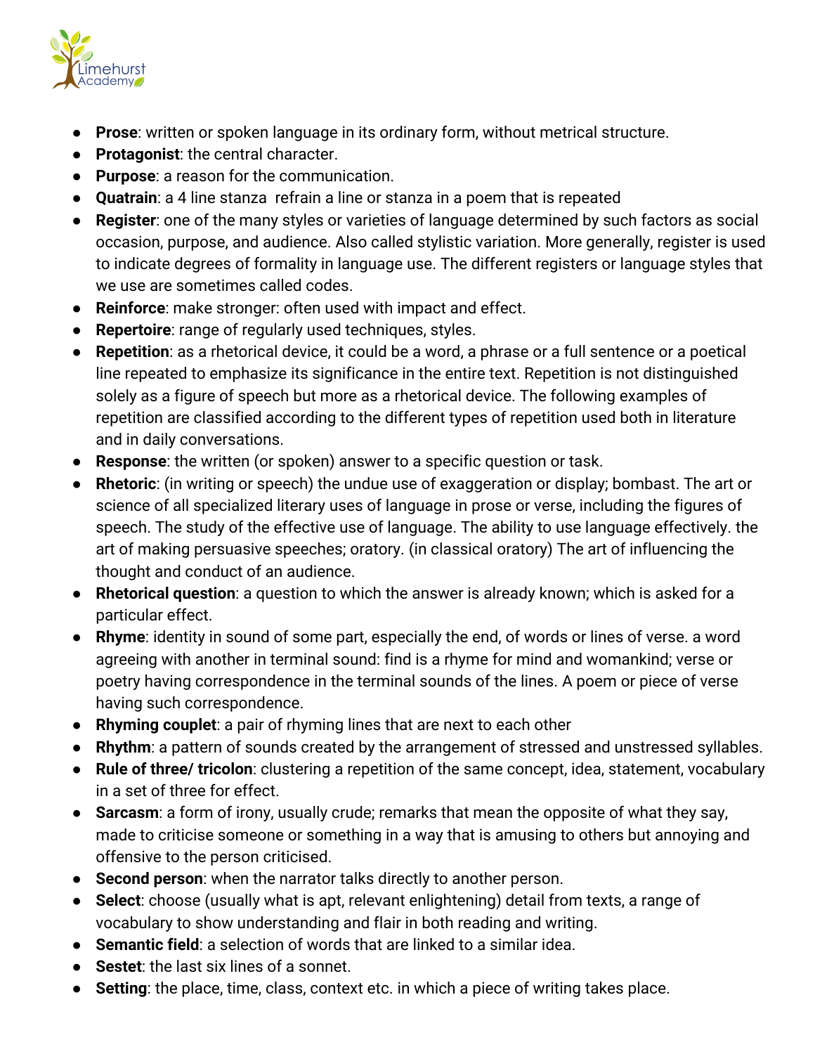- **Prose**: written or spoken language in its ordinary form, without metrical structure.
- **Protagonist**: the central character.
- **Purpose**: a reason for the communication.
- **Quatrain**: a 4 line stanza  refrain a line or stanza in a poem that is repeated
- **Register**: one of the many styles or varieties of language determined by such factors as social occasion, purpose, and audience. Also called stylistic variation. More generally, register is used to indicate degrees of formality in language use. The different registers or language styles that we use are sometimes called codes.
- **Reinforce**: make stronger: often used with impact and effect.
- **Repertoire**: range of regularly used techniques, styles.
- **Repetition**: as a rhetorical device, it could be a word, a phrase or a full sentence or a poetical line repeated to emphasize its significance in the entire text. Repetition is not distinguished solely as a figure of speech but more as a rhetorical device. The following examples of repetition are classified according to the different types of repetition used both in literature and in daily conversations.
- **Response**: the written (or spoken) answer to a specific question or task.
- **Rhetoric**: (in writing or speech) the undue use of exaggeration or display; bombast. The art or science of all specialized literary uses of language in prose or verse, including the figures of speech. The study of the effective use of language. The ability to use language effectively. the art of making persuasive speeches; oratory. (in classical oratory) The art of influencing the thought and conduct of an audience.
- **Rhetorical question**: a question to which the answer is already known; which is asked for a particular effect.
- **Rhyme**: identity in sound of some part, especially the end, of words or lines of verse. a word agreeing with another in terminal sound: find is a rhyme for mind and womankind; verse or poetry having correspondence in the terminal sounds of the lines. A poem or piece of verse having such correspondence.
- **Rhyming couplet**: a pair of rhyming lines that are next to each other
- **Rhythm**: a pattern of sounds created by the arrangement of stressed and unstressed syllables.
- **Rule of three/ tricolon**: clustering a repetition of the same concept, idea, statement, vocabulary in a set of three for effect.
- **Sarcasm**: a form of irony, usually crude; remarks that mean the opposite of what they say, made to criticise someone or something in a way that is amusing to others but annoying and offensive to the person criticised.
- **Second person**: when the narrator talks directly to another person.
- **Select**: choose (usually what is apt, relevant enlightening) detail from texts, a range of vocabulary to show understanding and flair in both reading and writing.
- **Semantic field**: a selection of words that are linked to a similar idea.
- **Sestet**: the last six lines of a sonnet.
- **Setting**: the place, time, class, context etc. in which a piece of writing takes place.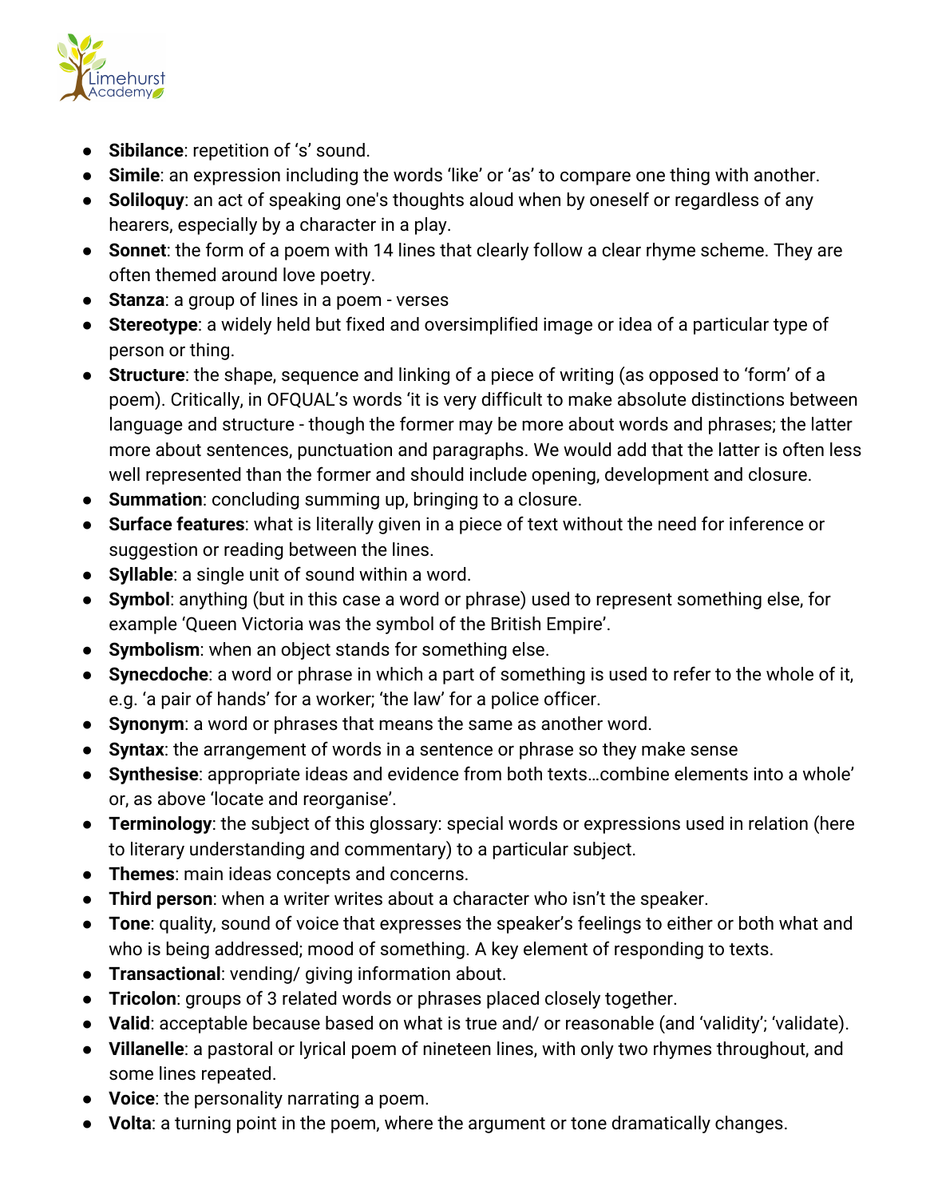- **Sibilance**: repetition of 's' sound.
- **Simile**: an expression including the words 'like' or 'as' to compare one thing with another.
- **Soliloquy**: an act of speaking one's thoughts aloud when by oneself or regardless of any hearers, especially by a character in a play.
- **Sonnet**: the form of a poem with 14 lines that clearly follow a clear rhyme scheme. They are often themed around love poetry.
- **Stanza**: a group of lines in a poem - verses
- **Stereotype**: a widely held but fixed and oversimplified image or idea of a particular type of person or thing.
- **Structure**: the shape, sequence and linking of a piece of writing (as opposed to 'form' of a poem). Critically, in OFQUAL's words 'it is very difficult to make absolute distinctions between language and structure - though the former may be more about words and phrases; the latter more about sentences, punctuation and paragraphs. We would add that the latter is often less well represented than the former and should include opening, development and closure.
- **Summation**: concluding summing up, bringing to a closure.
- **Surface features**: what is literally given in a piece of text without the need for inference or suggestion or reading between the lines.
- **Syllable**: a single unit of sound within a word.
- **Symbol**: anything (but in this case a word or phrase) used to represent something else, for example 'Queen Victoria was the symbol of the British Empire'.
- **Symbolism**: when an object stands for something else.
- **Synecdoche**: a word or phrase in which a part of something is used to refer to the whole of it, e.g. 'a pair of hands' for a worker; 'the law' for a police officer.
- **Synonym**: a word or phrases that means the same as another word.
- **Syntax**: the arrangement of words in a sentence or phrase so they make sense
- **Synthesise**: appropriate ideas and evidence from both texts…combine elements into a whole' or, as above 'locate and reorganise'.
- **Terminology**: the subject of this glossary: special words or expressions used in relation (here to literary understanding and commentary) to a particular subject.
- **Themes**: main ideas concepts and concerns.
- **Third person**: when a writer writes about a character who isn't the speaker.
- **Tone**: quality, sound of voice that expresses the speaker's feelings to either or both what and who is being addressed; mood of something. A key element of responding to texts.
- **Transactional**: vending/ giving information about.
- **Tricolon**: groups of 3 related words or phrases placed closely together.
- **Valid**: acceptable because based on what is true and/ or reasonable (and 'validity'; 'validate).
- **Villanelle**: a pastoral or lyrical poem of nineteen lines, with only two rhymes throughout, and some lines repeated.
- **Voice**: the personality narrating a poem.
- **Volta**: a turning point in the poem, where the argument or tone dramatically changes.